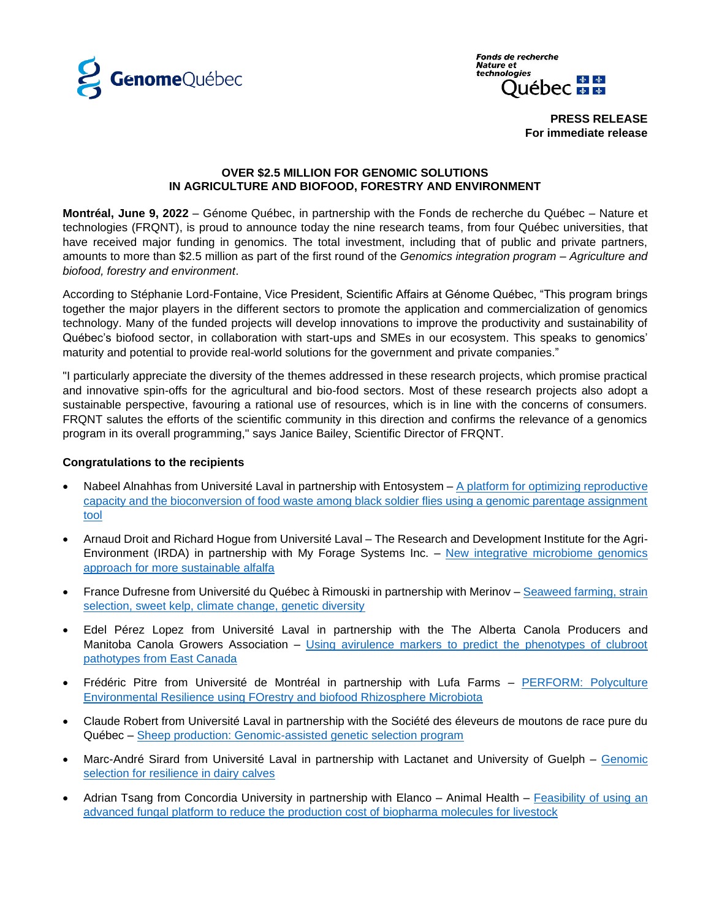**PRESS RELEASE**
**For immediate release**

# OVER $2.5 MILLION FOR GENOMIC SOLUTIONS IN AGRICULTURE AND BIOFOOD, FORESTRY AND ENVIRONMENT

**Montréal, June 9, 2022** – Génome Québec, in partnership with the Fonds de recherche du Québec – Nature et technologies (FRQNT), is proud to announce today the nine research teams, from four Québec universities, that have received major funding in genomics. The total investment, including that of public and private partners, amounts to more than $2.5 million as part of the first round of the *Genomics integration program – Agriculture and biofood, forestry and environment*.

According to Stéphanie Lord-Fontaine, Vice President, Scientific Affairs at Génome Québec, "This program brings together the major players in the different sectors to promote the application and commercialization of genomics technology. Many of the funded projects will develop innovations to improve the productivity and sustainability of Québec's biofood sector, in collaboration with start-ups and SMEs in our ecosystem. This speaks to genomics' maturity and potential to provide real-world solutions for the government and private companies."

"I particularly appreciate the diversity of the themes addressed in these research projects, which promise practical and innovative spin-offs for the agricultural and bio-food sectors. Most of these research projects also adopt a sustainable perspective, favouring a rational use of resources, which is in line with the concerns of consumers. FRQNT salutes the efforts of the scientific community in this direction and confirms the relevance of a genomics program in its overall programming," says Janice Bailey, Scientific Director of FRQNT.

## Congratulations to the recipients

- Nabeel Alnahhas from Université Laval in partnership with Entosystem – A platform for optimizing reproductive capacity and the bioconversion of food waste among black soldier flies using a genomic parentage assignment tool
- Arnaud Droit and Richard Hogue from Université Laval – The Research and Development Institute for the Agri-Environment (IRDA) in partnership with My Forage Systems Inc. – New integrative microbiome genomics approach for more sustainable alfalfa
- France Dufresne from Université du Québec à Rimouski in partnership with Merinov – Seaweed farming, strain selection, sweet kelp, climate change, genetic diversity
- Edel Pérez Lopez from Université Laval in partnership with the The Alberta Canola Producers and Manitoba Canola Growers Association – Using avirulence markers to predict the phenotypes of clubroot pathotypes from East Canada
- Frédéric Pitre from Université de Montréal in partnership with Lufa Farms – PERFORM: Polyculture Environmental Resilience using FOrestry and biofood Rhizosphere Microbiota
- Claude Robert from Université Laval in partnership with the Société des éleveurs de moutons de race pure du Québec – Sheep production: Genomic-assisted genetic selection program
- Marc-André Sirard from Université Laval in partnership with Lactanet and University of Guelph – Genomic selection for resilience in dairy calves
- Adrian Tsang from Concordia University in partnership with Elanco – Animal Health – Feasibility of using an advanced fungal platform to reduce the production cost of biopharma molecules for livestock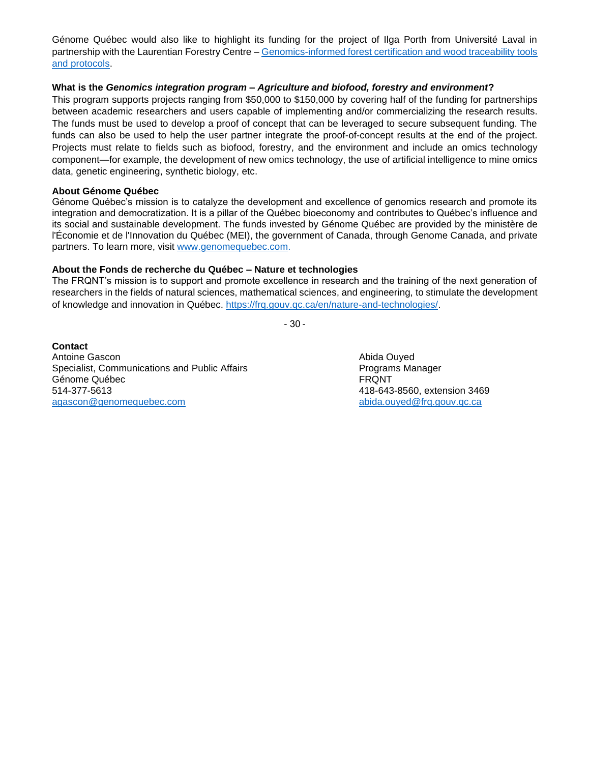Génome Québec would also like to highlight its funding for the project of Ilga Porth from Université Laval in partnership with the Laurentian Forestry Centre – [Genomics-informed forest certification and wood traceability tools and protocols]().

**What is the *Genomics integration program – Agriculture and biofood, forestry and environment*?**
This program supports projects ranging from $50,000 to $150,000 by covering half of the funding for partnerships between academic researchers and users capable of implementing and/or commercializing the research results. The funds must be used to develop a proof of concept that can be leveraged to secure subsequent funding. The funds can also be used to help the user partner integrate the proof-of-concept results at the end of the project. Projects must relate to fields such as biofood, forestry, and the environment and include an omics technology component—for example, the development of new omics technology, the use of artificial intelligence to mine omics data, genetic engineering, synthetic biology, etc.

**About Génome Québec**
Génome Québec's mission is to catalyze the development and excellence of genomics research and promote its integration and democratization. It is a pillar of the Québec bioeconomy and contributes to Québec's influence and its social and sustainable development. The funds invested by Génome Québec are provided by the ministère de l'Économie et de l'Innovation du Québec (MEI), the government of Canada, through Genome Canada, and private partners. To learn more, visit www.genomequebec.com.

**About the Fonds de recherche du Québec – Nature et technologies**
The FRQNT's mission is to support and promote excellence in research and the training of the next generation of researchers in the fields of natural sciences, mathematical sciences, and engineering, to stimulate the development of knowledge and innovation in Québec. https://frq.gouv.qc.ca/en/nature-and-technologies/.

- 30 -

**Contact**
Antoine Gascon
Specialist, Communications and Public Affairs
Génome Québec
514-377-5613
agascon@genomequebec.com

Abida Ouyed
Programs Manager
FRQNT
418-643-8560, extension 3469
abida.ouyed@frq.gouv.qc.ca